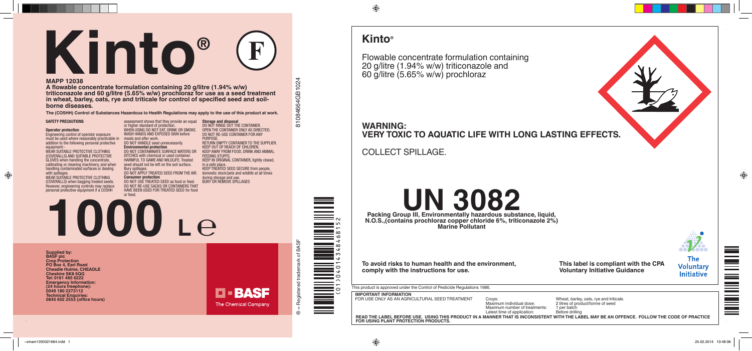# Kinto® (F)

**MAPP 12038**

**A flowable concentrate formulation containing 20 g/litre (1.94% w/w) triticonazole and 60 g/litre (5.65% w/w) prochloraz for use as a seed treatment in wheat, barley, oats, rye and triticale for control of specified seed and soil-borne diseases.**

**The (COSHH) Control of Substances Hazardous to Health Regulations may apply to the use of this product at work.**

### SAFETY PRECAUTIONS

**Operator protection**

Engineering control of operator exposure must be used where reasonably practicable in addition to the following personal protective equipment:-

WEAR SUITABLE PROTECTIVE CLOTHING (COVERALLS) AND SUITABLE PROTECTIVE GLOVES when handling the concentrate, calibrating or cleaning machinery, and when handling contaminated surfaces or dealing with spillages.

WEAR SUITABLE PROTECTIVE CLOTHING (COVERALLS) when bagging treated seeds.

However, engineering controls may replace personal protective equipment if a COSHH assessment shows that they provide an equal or higher standard of protection.

WHEN USING DO NOT EAT, DRINK OR SMOKE.

WASH HANDS AND EXPOSED SKIN before meals and after work.

DO NOT HANDLE seed unnecessarily.

**Environmental protection**

DO NOT CONTAMINATE SURFACE WATERS OR DITCHES with chemical or used container.

HARMFUL TO GAME AND WILDLIFE. Treated seed should not be left on the soil surface. Bury spillages.

DO NOT APPLY TREATED SEED FROM THE AIR.

**Consumer protection**

DO NOT USE TREATED SEED as food or feed.

DO NOT RE-USE SACKS OR CONTAINERS THAT HAVE BEEN USED FOR TREATED SEED for food or feed.

**Storage and disposal**

DO NOT RINSE OUT THE CONTAINER.

OPEN THE CONTAINER ONLY AS DIRECTED.

DO NOT RE-USE CONTAINER FOR ANY PURPOSE.

RETURN EMPTY CONTAINER TO THE SUPPLIER.

KEEP OUT OF REACH OF CHILDREN.

KEEP AWAY FROM FOOD, DRINK AND ANIMAL FEEDING STUFFS.

KEEP IN ORIGINAL CONTAINER, tightly closed, in a safe place.

KEEP TREATED SEED SECURE from people, domestic stock/pets and wildlife at all times during storage and use.

BURY OR REMOVE SPILLAGES

# 1000 Lℯ

**Supplied by:**
**BASF plc**
**Crop Protection**
**PO Box 4, Earl Road**
**Cheadle Hulme, CHEADLE**
**Cheshire SK8 6QG**
**Tel: 0161 485 6222**
**Emergency Information:**
**(24 hours freephone):**
**0049 180 2273112**
**Technical Enquiries:**
**0845 602 2553 (office hours)**

BASF The Chemical Company

81084664GB1024

® = Registered trademark of BASF

(01)04014348468152

## Kinto®

Flowable concentrate formulation containing 20 g/litre (1.94% w/w) triticonazole and 60 g/litre (5.65% w/w) prochloraz

**WARNING:**
**VERY TOXIC TO AQUATIC LIFE WITH LONG LASTING EFFECTS.**

COLLECT SPILLAGE.

# UN 3082

**Packing Group III, Environmentally hazardous substance, liquid, N.O.S.,(contains prochloraz copper chloride 6%, triticonazole 2%)**
**Marine Pollutant**

**To avoid risks to human health and the environment, comply with the instructions for use.**

**This label is compliant with the CPA Voluntary Initiative Guidance**

The Voluntary Initiative

This product is approved under the Control of Pesticide Regulations 1986.

**IMPORTANT INFORMATION**

FOR USE ONLY AS AN AGRICULTURAL SEED TREATMENT

| | |
|---|---|
| Crops: | Wheat, barley, oats, rye and triticale. |
| Maximum individual dose: | 2 litres of product/tonne of seed |
| Maximum number of treatments: | 1 per batch |
| Latest time of application: | Before drilling |

**READ THE LABEL BEFORE USE. USING THIS PRODUCT IN A MANNER THAT IS INCONSISTENT WITH THE LABEL MAY BE AN OFFENCE. FOLLOW THE CODE OF PRACTICE FOR USING PLANT PROTECTION PRODUCTS.**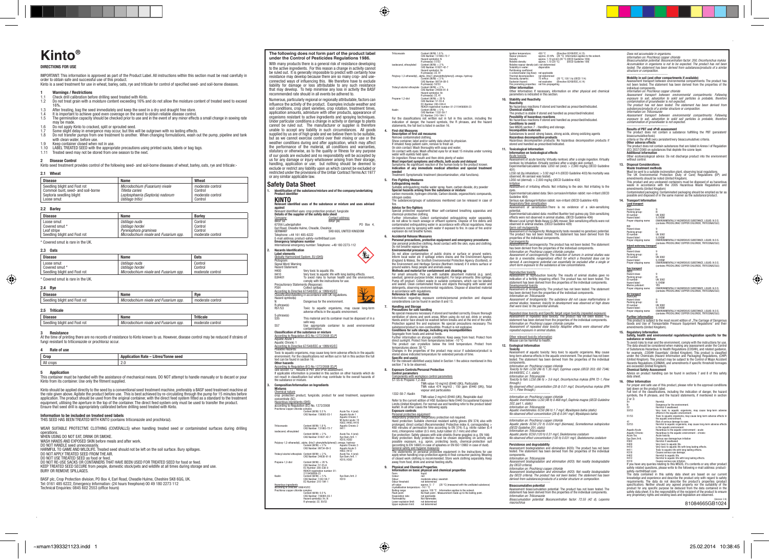# Kinto®

## DIRECTIONS FOR USE

IMPORTANT: This information is approved as part of the Product Label. All instructions within this section must be read carefully in order to obtain safe and successful use of this product.

Kinto is a seed treatment for use in wheat, barley, oats, rye and triticale for control of specified seed- and soil-borne diseases.

### 1 Warnings / Restrictions

1.1 Check drill calibration before drilling seed treated with Kinto.

1.2 Do not treat grain with a moisture content exceeding 16% and do not allow the moisture content of treated seed to exceed 16%.

1.3 After treating, bag the seed immediately and keep the seed in a dry and draught free store.

1.4 It is important to achieve good even coverage on the seed to obtain reliable disease control.

1.5 The germination capacity should be checked prior to use and in the event of any minor effects a small change in sowing rate may be made.

1.6 Do not apply Kinto to cracked, split or sprouted seed.

1.7 Some slight delay in emergence may occur, but this will be outgrown with no lasting effects.

1.8 Do not transfer pumps from one treatment to another. When changing formulations, wash out the pump, pipeline and tank with clean water, before use.

1.9 Keep container closed when not in use.

1.10 LABEL TREATED SEED with the appropriate precautions using printed sacks, labels or bag tags.

1.11 Treated seed may not be stored from one season to the next.

### 2 Disease Control

Kinto seed treatment provides control of the following seed- and soil-borne diseases of wheat, barley, oats, rye and triticale:-

#### 2.1 Wheat

| Disease | Name | Wheat |
|---|---|---|
| Seedling blight and Foot rot | *Microdochium (Fusarium) nivale* | moderate control |
| Common bunt, seed- and soil-borne | *Tilletia caries* | Control |
| Septoria seedling blight | *Leptosphaeria (Septoria) nodorum* | moderate control |
| Loose smut | *Ustilago tritici* | Control |

#### 2.2 Barley

| Disease | Name | Barley |
|---|---|---|
| Loose smut | *Ustilago nuda* | Control |
| Covered smut * | *Ustilago hordei* | Control |
| Leaf stripe | *Pyrenophora graminea* | Control |
| Seedling blight and Foot rot | *Microdochium nivale and Fusarium spp.* | moderate control |

\* Covered smut is rare in the UK.

#### 2.3 Oats

| Disease | Name | Oats |
|---|---|---|
| Loose smut | *Ustilago nuda* | Control |
| Covered smut * | *Ustilago hordei* | Control |
| Seedling blight and Foot rot | *Microdochium nivale and Fusarium spp.* | moderate control |

\* Covered smut is rare in the UK.

#### 2.4 Rye

| Disease | Name | Rye |
|---|---|---|
| Seedling blight and Foot rot | *Microdochium nivale and Fusarium spp.* | moderate control |

#### 2.5 Triticale

| Disease | Name | Triticale |
|---|---|---|
| Seedling blight and Foot rot | *Microdochium nivale and Fusarium spp.* | moderate control |

### 3 Resistance

At the time of printing there are no records of resistance to Kinto known to us. However, disease control may be reduced if strains of fungi resistant to triticonazole or prochloraz occur.

### 4 Rate of use

| Crop | Application Rate – Litres/Tonne seed |
|---|---|
| All crops | 2.0 |

### 5 Application

This container must be handled with the assistance of mechanical means. DO NOT attempt to handle manually or to decant or pour Kinto from its container. Use only the fitment supplied.

Kinto should be applied directly to the seed by a conventional seed treatment machine, preferably a BASF seed treatment machine at the rate given above. Agitate the product before use. This is best achieved by re-circulating through the pump for 15 minutes before application. The product should be used from the original container, with the direct feed system fitted as a standard to the treatment equipment, utilising the aperture in the top of the container. The direct feed system only must be used to transfer the product. Ensure that seed drill is appropriately calibrated before drilling seed treated with Kinto.

### Information to be included on treated seed labels

THIS SEED HAS BEEN TREATED WITH KINTO (contains triticonazole and prochloraz).

WEAR SUITABLE PROTECTIVE CLOTHING (COVERALLS) when handling treated seed or contaminated surfaces during drilling operations.

WHEN USING DO NOT EAT, DRINK OR SMOKE.

WASH HANDS AND EXPOSED SKIN before meals and after work.

DO NOT HANDLE seed unnecessarily.

HARMFUL TO GAME AND WILDLIFE. Treated seed should not be left on the soil surface. Bury spillages.

DO NOT APPLY TREATED SEED FROM THE AIR.

DO NOT USE TREATED SEED as food or feed.

DO NOT RE-USE SACKS OR CONTAINERS THAT HAVE BEEN USED FOR TREATED SEED for food or feed.

KEEP TREATED SEED SECURE from people, domestic stock/pets and wildlife at all times during storage and use.

BURY OR REMOVE SPILLAGES.

BASF plc, Crop Protection division, PO Box 4, Earl Road, Cheadle Hulme, Cheshire SK8 6QG, UK.
Tel: 0161 485 6222, Emergency Information: (24 hours freephone) 00 49 180 2273 112
Technical Enquiries: 0845 602 2553 (office hours)

---

**The following does not form part of the product label under the Control of Pesticides Regulations 1986.**

With many products there is a general risk of resistance developing to the active ingredients. For this reason a change in activity cannot be ruled out. It is generally impossible to predict with certainty how resistance may develop because there are so many crop- and use-connected ways of influencing this. We therefore have to exclude liability for damage or loss attributable to any such resistance that may develop. To help minimise any loss in activity the BASF recommended rate should in all events be adhered to.

Numerous, particularly regional or regionally attributable, factors can influence the activity of the product. Examples include weather and soil conditions, crop plant varieties, crop rotation, treatment times, application amounts, admixture with other products, appearance of organisms resistant to active ingredients and spraying techniques. Under particular conditions a change in activity or damage to plants cannot be ruled out. The manufacturer or supplier is therefore unable to accept any liability in such circumstances. All goods supplied by us are of high grade and we believe them to be suitable, but as we cannot exercise control over their mixing or use or the weather conditions during and after application, which may affect the performance of the material, all conditions and warranties, statutory or otherwise, as to the quality or fitness for any purpose of our goods are excluded and no responsibility will be accepted by us for any damage or injury whatsoever arising from their storage, handling, application or use; but nothing should be deemed to exclude or restrict any liability upon us which cannot be excluded or restricted under the provisions of the Unfair Contract Terms Act 1977 or any similar applicable law.

## Safety Data Sheet

### 1. Identification of the substance/mixture and of the company/undertaking

**Product identifier**

**KINTO**

**Relevant identified uses of the substance or mixture and uses advised against**

Relevant identified uses: crop protection product, fungicide

**Details of the supplier of the safety data sheet**

Company: BASF SE, 67056 Ludwigshafen, GERMANY
Contact address: BASF plc, PO Box 4, Earl Road, Cheadle Hulme, Cheadle, Cheshire SK8 6QG, UNITED KINGDOM
Telephone: +44 161 485-6222
E-mail address: product-safety-north@basf.com

**Emergency telephone number**

International emergency number: Telephone: +49 180 2273-112

### 2. Hazards Identification

**Label elements**

Globally Harmonized System, EU (GHS)

Pictogram:

Signal Word: Warning

Hazard Statement:

| | |
|---|---|
| H400 | Very toxic to aquatic life. |
| H410 | Very toxic to aquatic life with long lasting effects. |
| EUH401 | To avoid risks to human health and the environment, comply with the instructions for use. |

Precautionary Statements (Response):

| | |
|---|---|
| P391 | Collect spillage. |

According to Directive 67/548/EEC or 1999/45/EC

Classification/labelling in accordance with UK regulations.

Hazard symbol(s)

| | |
|---|---|
| N | Dangerous for the environment. |

R-phrase(s)

| | |
|---|---|
| R51/53 | Toxic to aquatic organisms, may cause long-term adverse effects in the aquatic environment. |

S-phrase(s)

| | |
|---|---|
| S35 | This material and its container must be disposed of in a safe way. |
| S57 | Use appropriate container to avoid environmental contamination. |

**Classification of the substance or mixture**

According to Regulation (EC) No 1272/2008 [CLP]

Aquatic Acute 1
Aquatic Chronic 1

According to Directive 67/548/EEC or 1999/45/EC

Possible Hazards:

Toxic to aquatic organisms, may cause long-term adverse effects in the aquatic environment. For the classifications not written out in full in this section the full text can be found in section 16.

**Other hazards**

According to Regulation (EC) No 1272/2008 [CLP]

See section 12 - Results of PBT and vPvB assessment.

If applicable information is provided in this section on other hazards which do not result in classification but which may contribute to the overall hazards of the substance or mixture.

### 3. Composition/Information on Ingredients

**Mixtures**

**Chemical nature**

crop protection product, fungicide, product for seed treatment, suspension concentrate (SC)

**Hazardous ingredients (GHS)**

according to Regulation (EC) No. 1272/2008

Prochloraz copper chloride complex
Content (W/W): 5.5 %
CAS Number: 156083-03-1
Acute Tox. 4 (oral), Aquatic Acute 1, Aquatic Chronic 1, M-factor acute: 10, H302, H400, H410

Triticonazole
Content (W/W): 1.8 %
CAS Number: 131983-72-7
Aquatic Chronic 2, H411

isodecanol, ethoxylated
Content (W/W): < 2 %
CAS Number: 61827-42-7
Acute Tox. 4 (oral), Eye Dam./Irrit. 1, H318, H302

Poly(oxy-1,2-ethanediyl), .alpha.-[tris(1-phenylethyl)phenyl]-.omega.-hydroxy-
Content (W/W): < 2 %
CAS Number: 99734-09-5
Aquatic Acute 3, H402, H412

Tridecyl alcohol ethoxylate
Content (W/W): < 2 %
CAS Number: 24938-91-8
Acute Tox. 4 (oral), Eye Dam./Irrit. 1, H318, H302

Propane-1,2-diol
Content (W/W): < 20 %
CAS Number: 57-55-6
EC-Number: 200-338-0
REACH registration number: 01-2119456809-23

Kaolin
Content (W/W): < 5 %
CAS Number: 1332-58-7
EC-Number: 310-194-1
Eye Dam./Irrit. 2, H319

**Hazardous ingredients**

according to Directive 1999/45/EC

Prochloraz copper chloride complex
Content (W/W): 5.5 %
CAS Number: 156083-03-1
Hazard symbol(s): Xn, N
R-phrase(s): 22, 50/53

Triticonazole
Content (W/W): 1.8 %
CAS Number: 131983-72-7
Hazard symbol(s): N
R-phrase(s): 51/53

isodecanol, ethoxylated
Content (W/W): < 2 %
CAS Number: 61827-42-7
Hazard symbol(s): Xn
R-phrase(s): 22, 41

Poly(oxy-1,2-ethanediyl), .alpha.-[tris(1-phenylethyl)phenyl]-.omega.-hydroxy-
Content (W/W): < 2 %
CAS Number: 99734-09-5
R-phrase(s): 52/53

Tridecyl alcohol ethoxylate
Content (W/W): < 2 %
CAS Number: 24938-91-8
Hazard symbol(s): Xn
R-phrase(s): 22, 41

Propane-1,2-diol
Content (W/W): < 20 %
CAS Number: 57-55-6
EC-Number: 200-338-0
REACH registration number: 01-2119456809-23

Kaolin
Content (W/W): < 5 %
CAS Number: 1332-58-7
EC-Number: 310-194-1

For the classifications not written out in full in this section, including the indication of danger, the hazard symbols, the R phrases, and the hazard statements, the full text is listed in section 16.

### 4. First-Aid Measures

**Description of first aid measures**

Remove contaminated clothing.

Show container, label and/or safety data sheet to physician.

If inhaled: Keep patient calm, remove to fresh air.

On skin contact: Wash thoroughly with soap and water.

On contact with eyes: Wash affected eyes for at least 15 minutes under running water with eyelids held open.

On ingestion: Rinse mouth and then drink plenty of water.

**Most important symptoms and effects, both acute and delayed**

Symptoms: No significant reaction of the human body to the product known.

**Indication of any immediate medical attention and special treatment needed**

Treatment: Symptomatic treatment (decontamination, vital functions).

### 5. Fire-Fighting Measures

**Extinguishing media**

Suitable extinguishing media: water spray, foam, carbon dioxide, dry powder

**Special hazards arising from the substance or mixture**

carbon monoxide, hydrogen chloride, Carbon dioxide, organochloric compounds, nitrogen oxides

The substances/groups of substances mentioned can be released in case of fire.

**Advice for fire-fighters**

Special protective equipment: Wear self-contained breathing apparatus and chemical-protective clothing.

Further information: Collect contaminated extinguishing water separately, do not allow to reach sewage or effluent systems. Dispose of fire debris and contaminated extinguishing water in accordance with official regulations. Keep containers cool by spraying with water if exposed to fire. In case of fire and/or explosion do not breathe fumes.

### 6. Accidental Release Measures

**Personal precautions, protective equipment and emergency procedures**

Use personal protective clothing. Avoid contact with the skin, eyes and clothing. Do not breathe vapour/spray.

**Environmental precautions**

Do not allow contamination of public drains or surface or ground waters. Inform local water plc if spillage enters drains and the Environment Agency (England & Wales), the Scottish Environmental Protection Agency (Scotland), or the Environment and Heritage Service (Northern Ireland) if it enters surface or ground waters. Keep people and animals away.

**Methods and material for containment and cleaning up**

For small amounts: Pick up with suitable absorbent material (e.g. sand, sawdust, general-purpose binder, kieselguhr). For large amounts: Dike spillage. Pump off product. Collect waste in suitable containers, which can be labeled and sealed. Clean contaminated floors and objects thoroughly with water and detergents, observing environmental regulations. Dispose of absorbed material in accordance with regulations.

**Reference to other sections**

Information regarding exposure controls/personal protection and disposal considerations can be found in section 8 and 13.

### 7. Handling and Storage

**Precautions for safe handling**

No special measures necessary if stored and handled correctly. Ensure thorough ventilation of stores and work areas. When using do not eat, drink or smoke. Hands and/or face should be washed before breaks and at the end of the shift.

Protection against fire and explosion: No special precautions necessary. The substance/product is non-combustible. Product is not explosive.

**Conditions for safe storage, including any incompatibilities**

Segregate from foods and animal feeds.

Further information on storage conditions: Keep away from heat. Protect from direct sunlight. Protect from temperatures below: -10 °C

The product can crystallize below the limit temperature. Protect from temperatures above: 30 °C

Changes in the properties of the product may occur if substance/product is stored above indicated temperature for extended periods of time.

**Specific end use(s)**

For the relevant identified use(s) listed in Section 1 the advice mentioned in this section 7 is to be observed.

### 8. Exposure Controls/Personal Protection

**Control parameters**

Components with workplace control parameters

57-55-6: Propane-1,2-diol
TWA value 10 mg/m3 (EH40 (UK)), Particulate
TWA value 474 mg/m3 ; 150 ppm (EH40 (UK)), Total vapour and particulates

1332-58-7: Kaolin
TWA value 2 mg/m3 (EH40 (UK)), Respirable dust

Refer to the current edition of HSE Guidance Note EH40 Occupational Exposure Limits (United Kingdom). For normal use and handling refer to the product label/leaflet. In all other cases the following apply.

**Exposure controls**

Personal protective equipment

Respiratory protection: Respiratory protection not required.

Hand protection: Suitable chemical resistant safety gloves (EN 374) also with prolonged, direct contact (Recommended: Protective index 6, corresponding > 480 minutes of permeation time according to EN 374): E.g. nitrile rubber (0.4 mm), chloroprene rubber (0.5 mm), butyl rubber (0.7 mm) and other.

Eye protection: Safety glasses with side-shields (frame goggles) (e.g. EN 166)

Body protection: Body protection must be chosen depending on activity and possible exposure, e.g. apron, protecting boots, chemical-protection suit (according to EN 14605 in case of splashes or EN ISO 13982 in case of dust).

General safety and hygiene measures

The statements on personal protective equipment in the instructions for use apply when handling crop-protection agents in final-consumer packing. Wearing of closed work clothing is recommended. Store work clothing separately. Keep away from food, drink and animal feeding stuffs.

### 9. Physical and Chemical Properties

**Information on basic physical and chemical properties**

| | |
|---|---|
| Form: | liquid |
| Colour: | red |
| Odour: | moderate odour, sweetish |
| Odour threshold: | not determined |
| pH value: | approx. 5 - 7 (20 °C) (measured with the undiluted substance) |
| crystallization temperature: | -14.5 °C |
| Boiling range: | approx. 100 °C Information applies to the solvent. |
| Flash point: | No flash point - Measurement made up to the boiling point. |
| Evaporation rate: | not applicable |
| Flammability: | Not flammable. |
| Lower explosion limit: | not determined |
| Upper explosion limit: | not determined |
| Ignition temperature: | 430 °C (Directive 92/69/EEC, A.15) |
| Vapour pressure: | approx. 23 hPa (20 °C) Information applies to the solvent. |
| Density: | approx. 1.10 g/cm3 (20 °C) (OECD Guideline 109) |
| Relative density: | approx. 1.10 (20 °C) (OECD Guideline 109) |
| Relative vapour density (air): | not determined |
| Solubility in water: | dispersible |
| Partitioning coefficient n-octanol/water (log Kow): | not applicable |
| Thermal decomposition: | not determined |
| Viscosity, dynamic: | 75 mPa.s (20 °C, 100 1/s) (OECD 114) |
| Explosion hazard: | not explosive (Directive 92/69/EEC, A.14) |
| Fire promoting properties: | not fire-propagating |

**Other information**

Other Information: If necessary, information on other physical and chemical parameters is indicated in this section.

### 10. Stability and Reactivity

**Reactivity**

No hazardous reactions if stored and handled as prescribed/indicated.

**Chemical stability**

The product is stable if stored and handled as prescribed/indicated.

**Possibility of hazardous reactions**

No hazardous reactions if stored and handled as prescribed/indicated.

**Conditions to avoid**

See MSDS section 7 - Handling and storage.

**Incompatible materials**

Substances to avoid: strong bases, strong acids, strong oxidizing agents

**Hazardous decomposition products**

Hazardous decomposition products: No hazardous decomposition products if stored and handled as prescribed/indicated.

### 11. Toxicological Information

**Information on toxicological effects**

Acute toxicity

Assessment of acute toxicity: Virtually nontoxic after a single ingestion. Virtually nontoxic by inhalation. Virtually nontoxic after a single skin contact.

Experimental/calculated data: LD50 rat (oral): > 2,000 mg/kg (OECD Guideline 401)

LC50 rat (by inhalation): > 3.92 mg/l 4 h (OECD Guideline 403) No mortality was observed. An aerosol was tested.

LD50 rat (dermal): > 2,000 mg/kg (OECD Guideline 402)

Irritation

Assessment of irritating effects: Not irritating to the skin. Not irritating to the eyes.

Experimental/calculated data: Skin corrosion/irritation rabbit: non-irritant (OECD Guideline 404)

Serious eye damage/irritation rabbit: non-irritant (OECD Guideline 405)

Respiratory/Skin sensitization

Assessment of sensitization: There is no evidence of a skin-sensitizing potential.

Experimental/calculated data: modified Buehler test guinea pig: Skin sensitizing effects were not observed in animal studies. (OECD Guideline 406)

Mouse Local Lymph Node Assay (LLNA) mouse: Skin sensitizing effects were not observed in animal studies. (OECD Guideline 429)

Germ cell mutagenicity

Assessment of mutagenicity: Mutagenicity tests revealed no genotoxic potential. The product has not been tested. The statement has been derived from the properties of the individual components.

Carcinogenicity

Assessment of carcinogenicity: The product has not been tested. The statement has been derived from the properties of the individual components.

*Information on: Prochloraz copper chloride complex*

*Assessment of carcinogenicity: The induction of tumors in animal studies was due to a reversible, nongenotoxic effect for which a threshold dose can be derived. A carcinogenic potential can essentially be excluded after a single or short-term exposure to the substance at low concentrations.*

----------------------------------

Reproductive toxicity

Assessment of reproduction toxicity: The results of animal studies gave no indication of a fertility impairing effect. The product has not been tested. The statement has been derived from the properties of the individual components.

Developmental toxicity

Assessment of teratogenicity: The product has not been tested. The statement has been derived from the properties of the individual components.

*Information on: Triticonazole*

*Assessment of teratogenicity: The substance did not cause malformations in animal studies; however, toxicity to development was observed at high doses that were toxic to the parental animals.*

----------------------------------

Repeated dose toxicity and Specific target organ toxicity (repeated exposure)

Assessment of repeated dose toxicity: The product has not been tested. The statement has been derived from the properties of the individual components.

*Information on: Prochloraz copper chloride complex*

*Assessment of repeated dose toxicity: Adaptive effects were observed after repeated exposure in animal studies.*

----------------------------------

Other relevant toxicity information

Misuse can be harmful to health.

### 12. Ecological Information

**Toxicity**

Assessment of aquatic toxicity: Very toxic to aquatic organisms. May cause long-term adverse effects in the aquatic environment. The product has not been tested. The statement has been derived from the properties of the individual components.

*Information on: Prochloraz copper chloride*

*Toxicity to fish: LC50 (96 h) 1.35 mg/l, Cyprinus carpio (OECD 203; ISO 7346; 84/449/EEC, C.1, static)*

*Information on: Triticonazole*

*Toxicity to fish: LC50 (96 h) > 3.6 mg/l, Oncorhynchus mykiss (EPA 72-1, Flow through.)*

*No observed effect concentration (28 d) 0.01 mg/l, Oncorhynchus mykiss (EPA 72-1, Flow through.)*

----------------------------------

*Information on: Prochloraz copper chloride*

*Aquatic invertebrates: LC50 (48 h) 0.468 mg/l, Daphnia magna (OECD Guideline 202, part 1, static)*

*Information on: Triticonazole*

*Aquatic invertebrates: EC50 (96 h) 1.7 mg/l, Mysidopsis bahia (static)*

*No observed effect concentration (28 d) 0.041 mg/l, Mysidopsis bahia*

----------------------------------

*Information on: Prochloraz copper chloride*

*Aquatic plants: EC50 (72 h) 0.024 mg/l (biomass), Scenedesmus subspicatus (OECD Guideline 201, static)*

*Information on: Triticonazole*

*Aquatic plants: EC50 (120 h) 0.31 mg/l, Skeletonema costatum*

*No observed effect concentration (120 h) 0.031 mg/l, Skeletonema costatum*

----------------------------------

**Persistence and degradability**

Assessment biodegradation and elimination (H2O): The product has not been tested. The statement has been derived from the properties of the individual components.

*Information on: Triticonazole*

*Assessment biodegradation and elimination (H2O): Not readily biodegradable (by OECD criteria).*

*Information on: Prochloraz copper chloride*

*Assessment biodegradation and elimination (H2O): Not readily biodegradable (by OECD criteria). The product has not been tested. The statement has been derived from substances/products of a similar structure or composition.*

----------------------------------

**Bioaccumulative potential**

Assessment bioaccumulation potential: The product has not been tested. The statement has been derived from the properties of the individual components.

*Information on: Triticonazole*

*Bioaccumulation potential: Bioconcentration factor: 72.55 (42 d), Lepomis macrochirus*

*Does not accumulate in organisms.*

*Information on: Prochloraz copper chloride*

*Bioaccumulation potential: Bioconcentration factor: 200, Oncorhynchus mykiss*

*Accumulation in organisms is not to be expected. The product has not been tested. The statement has been derived from substances/products of a similar structure or composition.*

----------------------------------

**Mobility in soil (and other compartments if available)**

Assessment transport between environmental compartments: The product has not been tested. The statement has been derived from the properties of the individual components.

*Information on: Prochloraz copper chloride*

*Assessment transport between environmental compartments: Following exposure to soil, adsorption to solid soil particles is probable, therefore contamination of groundwater is not expected.*

*The product has not been tested. The statement has been derived from substances/products of a similar structure or composition.*

*Information on: Triticonazole*

*Assessment transport between environmental compartments: Following exposure to soil, adsorption to solid soil particles is probable, therefore contamination of groundwater is not expected.*

----------------------------------

**Results of PBT and vPvB assessment**

The product does not contain a substance fulfilling the PBT (persistent/bioaccumulative/toxic) criteria or the vPvB (very persistent/very bioaccumulative) criteria.

**Other adverse effects**

The product does not contain substances that are listed in Annex I of Regulation (EC) 2037/2000 on substances that deplete the ozone layer.

**Additional information**

Other ecotoxicological advice: Do not discharge product into the environment without control.

### 13. Disposal Considerations

**Waste treatment methods**

Must be sent to a suitable incineration plant, observing local regulations.

The UK Environmental Protection (Duty of Care) Regulations (EP) and amendments should be noted (United Kingdom).

This product and any uncleaned containers must be disposed of as hazardous waste in accordance with the 2005 Hazardous Waste Regulations and amendments (United Kingdom)

Contaminated packaging: Contaminated packaging should be emptied as far as possible and disposed of in the same manner as the substance/product.

### 14. Transport Information

**Land transport**

ADR

| | |
|---|---|
| Hazard class: | 9 |
| Packing group: | III |
| ID number: | UN 3082 |
| Hazard label: | 9, EHSM |
| Proper shipping name: | ENVIRONMENTALLY HAZARDOUS SUBSTANCE, LIQUID, N.O.S. (contains PROCHLORAZ COPPER CHLORIDE, TRITICONAZOLE) |

RID

| | |
|---|---|
| Hazard class: | 9 |
| Packing group: | III |
| ID number: | UN 3082 |
| Hazard label: | 9, EHSM |
| Proper shipping name: | ENVIRONMENTALLY HAZARDOUS SUBSTANCE, LIQUID, N.O.S. (contains PROCHLORAZ COPPER CHLORIDE, TRITICONAZOLE) |

**Inland waterway transport**

ADN

| | |
|---|---|
| Hazard class: | 9 |
| Packing group: | III |
| ID number: | UN 3082 |
| Hazard label: | 9, EHSM |
| Proper shipping name: | ENVIRONMENTALLY HAZARDOUS SUBSTANCE, LIQUID, N.O.S. (contains PROCHLORAZ COPPER CHLORIDE, TRITICONAZOLE) |

**Sea transport**

IMDG

| | |
|---|---|
| Hazard class: | 9 |
| Packing group: | III |
| ID number: | UN 3082 |
| Hazard label: | 9, EHSM |
| Marine pollutant: | YES |
| Proper shipping name: | ENVIRONMENTALLY HAZARDOUS SUBSTANCE, LIQUID, N.O.S. (contains PROCHLORAZ COPPER CHLORIDE, TRITICONAZOLE) |

**Air transport**

IATA/ICAO

| | |
|---|---|
| Hazard class: | 9 |
| Packing group: | III |
| ID number: | UN 3082 |
| Hazard label: | 9, EHSM |
| Proper shipping name: | ENVIRONMENTALLY HAZARDOUS SUBSTANCE, LIQUID, N.O.S. (contains PROCHLORAZ COPPER CHLORIDE, TRITICONAZOLE) |

**Further information**

This product is subject to the most recent edition of „The Carriage of Dangerous Goods and Use of Transportable Pressure Equipment Regulations" and their amendments (United Kingdom).

### 15. Regulatory Information

**Safety, health and environmental regulations/legislation specific for the substance or mixture**

To avoid risks to man and the environment, comply with the instructions for use. The data should be considered when making any assessment under the Control of Substances Hazardous to Health Regulations (COSHH), and related guidance, for example, COSHH Essentials' (United Kingdom). This product is classified under the Chemicals (Hazard Information and Packaging) Regulations, (CHIP) (United Kingdom). This product may be subject to the Control of Major Accident Hazards Regulations (COMAH), and amendments if specific threshold tonnages are exceeded (United Kingdom).

**Chemical Safety Assessment**

Advice on product handling can be found in sections 7 and 8 of this safety data sheet.

### 16. Other Information

For proper and safe use of this product, please refer to the approval conditions laid down on the product label.

Full text of the classifications, including the indication of danger, the hazard symbols, the R phrases, and the hazard statements, if mentioned in section 2 or 3:

| | |
|---|---|
| Xn | Harmful. |
| N | Dangerous for the environment. |
| 22 | Harmful if swallowed. |
| 50/53 | Very toxic to aquatic organisms, may cause long-term adverse effects in the aquatic environment. |
| 51/53 | Toxic to aquatic organisms, may cause long-term adverse effects in the aquatic environment. |
| 41 | Risk of serious damage to eyes. |
| 52/53 | Harmful to aquatic organisms, may cause long-term adverse effects in the aquatic environment. |
| Aquatic Acute | Hazardous to the aquatic environment - acute |
| Aquatic Chronic | Hazardous to the aquatic environment - chronic |
| Acute Tox. | Acute toxicity |
| Eye Dam./Irrit. | Serious eye damage/eye irritation |
| H302 | Harmful if swallowed. |
| H400 | Very toxic to aquatic life. |
| H410 | Very toxic to aquatic life with long lasting effects. |
| H411 | Toxic to aquatic life with long lasting effects. |
| H318 | Causes serious eye damage. |
| H402 | Harmful to aquatic life. |
| H412 | Harmful to aquatic life with long lasting effects. |
| H319 | Causes serious eye irritation. |

If you have any queries relating to this MSDS, it's contents or any other product safety related questions, please write to the following e-mail address: product-safety-north@basf.com

The data contained in this safety data sheet are based on our current knowledge and experience and describe the product only with regard to safety requirements. The data do not describe the product's properties (product specification). Neither should any agreed property nor the suitability of the product for any specific purpose be deduced from the data contained in the safety data sheet. It is the responsibility of the recipient of the product to ensure any proprietary rights and existing laws and legislation are observed.

(Version: 2.0)

81084665GB1024